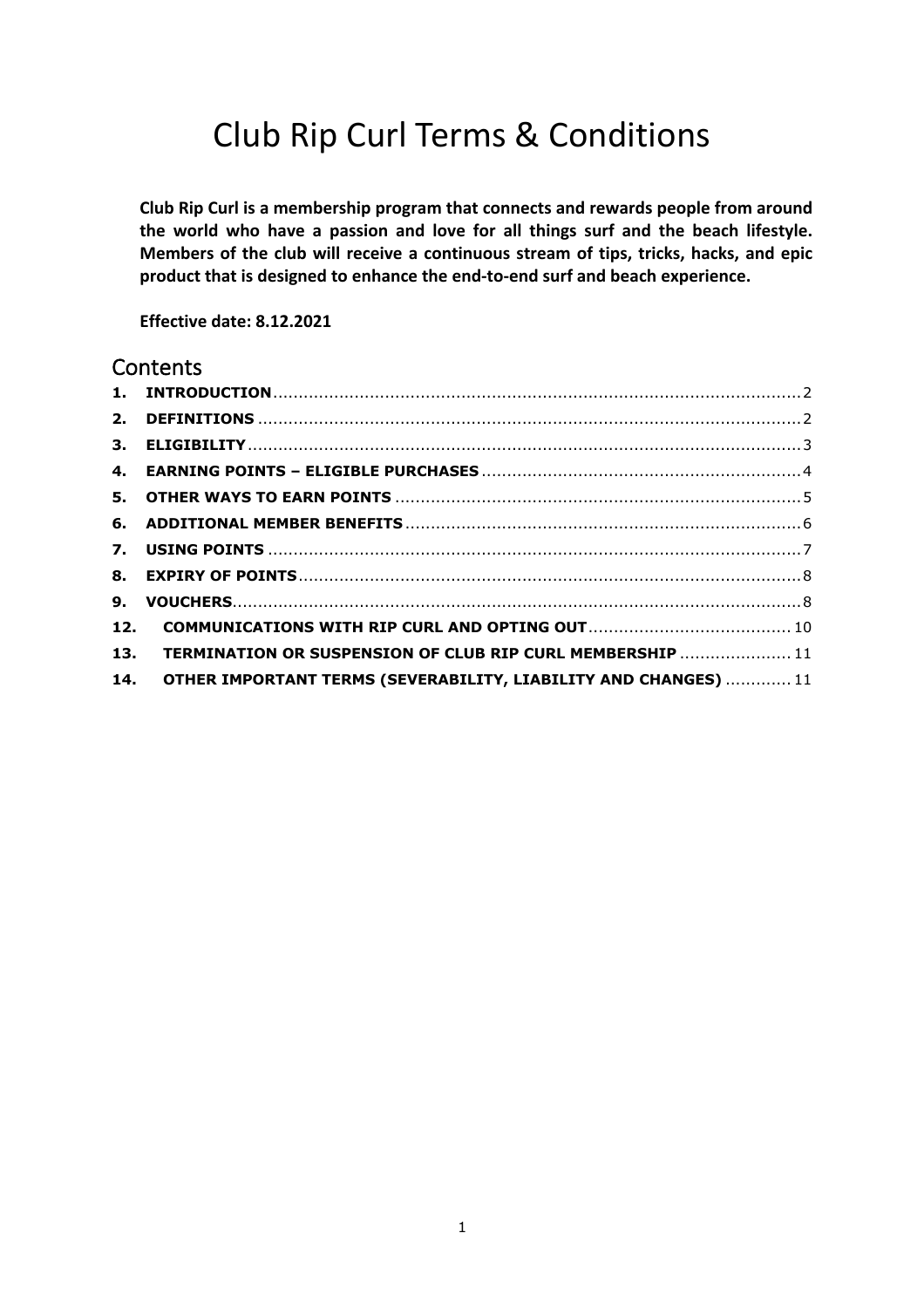# Club Rip Curl Terms & Conditions

**Club Rip Curl is a membership program that connects and rewards people from around the world who have a passion and love for all things surf and the beach lifestyle. Members of the club will receive a continuous stream of tips, tricks, hacks, and epic product that is designed to enhance the end-to-end surf and beach experience.**

**Effective date: 8.12.2021**

## Contents

1. **INTRODUCTION** ........ 2
2. **DEFINITIONS** ........ 2
3. **ELIGIBILITY** ........ 3
4. **EARNING POINTS – ELIGIBLE PURCHASES** ........ 4
5. **OTHER WAYS TO EARN POINTS** ........ 5
6. **ADDITIONAL MEMBER BENEFITS** ........ 6
7. **USING POINTS** ........ 7
8. **EXPIRY OF POINTS** ........ 8
9. **VOUCHERS** ........ 8

12. **COMMUNICATIONS WITH RIP CURL AND OPTING OUT** ........ 10
13. **TERMINATION OR SUSPENSION OF CLUB RIP CURL MEMBERSHIP** ........ 11
14. **OTHER IMPORTANT TERMS (SEVERABILITY, LIABILITY AND CHANGES)** ........ 11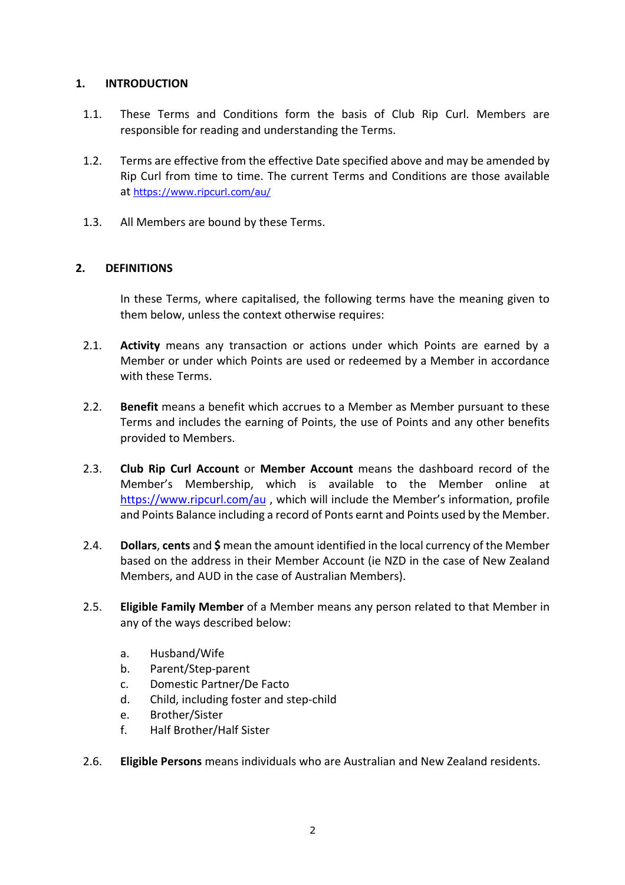## 1. INTRODUCTION

1.1. These Terms and Conditions form the basis of Club Rip Curl. Members are responsible for reading and understanding the Terms.

1.2. Terms are effective from the effective Date specified above and may be amended by Rip Curl from time to time. The current Terms and Conditions are those available at https://www.ripcurl.com/au/

1.3. All Members are bound by these Terms.

## 2. DEFINITIONS

In these Terms, where capitalised, the following terms have the meaning given to them below, unless the context otherwise requires:

2.1. **Activity** means any transaction or actions under which Points are earned by a Member or under which Points are used or redeemed by a Member in accordance with these Terms.

2.2. **Benefit** means a benefit which accrues to a Member as Member pursuant to these Terms and includes the earning of Points, the use of Points and any other benefits provided to Members.

2.3. **Club Rip Curl Account** or **Member Account** means the dashboard record of the Member's Membership, which is available to the Member online at https://www.ripcurl.com/au , which will include the Member's information, profile and Points Balance including a record of Ponts earnt and Points used by the Member.

2.4. **Dollars**, **cents** and **$** mean the amount identified in the local currency of the Member based on the address in their Member Account (ie NZD in the case of New Zealand Members, and AUD in the case of Australian Members).

2.5. **Eligible Family Member** of a Member means any person related to that Member in any of the ways described below:

a. Husband/Wife
b. Parent/Step-parent
c. Domestic Partner/De Facto
d. Child, including foster and step-child
e. Brother/Sister
f. Half Brother/Half Sister

2.6. **Eligible Persons** means individuals who are Australian and New Zealand residents.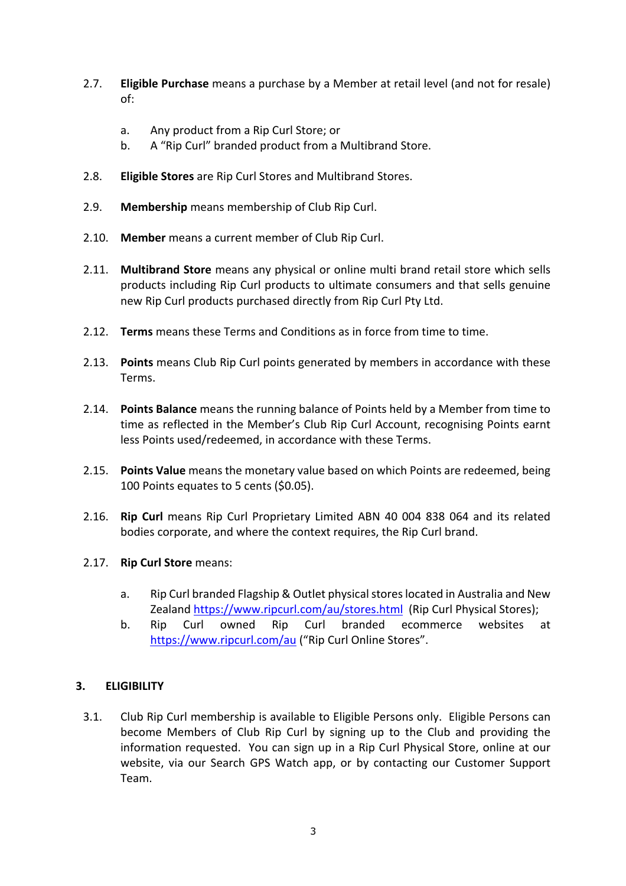2.7. **Eligible Purchase** means a purchase by a Member at retail level (and not for resale) of:

   a. Any product from a Rip Curl Store; or
   b. A "Rip Curl" branded product from a Multibrand Store.

2.8. **Eligible Stores** are Rip Curl Stores and Multibrand Stores.

2.9. **Membership** means membership of Club Rip Curl.

2.10. **Member** means a current member of Club Rip Curl.

2.11. **Multibrand Store** means any physical or online multi brand retail store which sells products including Rip Curl products to ultimate consumers and that sells genuine new Rip Curl products purchased directly from Rip Curl Pty Ltd.

2.12. **Terms** means these Terms and Conditions as in force from time to time.

2.13. **Points** means Club Rip Curl points generated by members in accordance with these Terms.

2.14. **Points Balance** means the running balance of Points held by a Member from time to time as reflected in the Member's Club Rip Curl Account, recognising Points earnt less Points used/redeemed, in accordance with these Terms.

2.15. **Points Value** means the monetary value based on which Points are redeemed, being 100 Points equates to 5 cents ($0.05).

2.16. **Rip Curl** means Rip Curl Proprietary Limited ABN 40 004 838 064 and its related bodies corporate, and where the context requires, the Rip Curl brand.

2.17. **Rip Curl Store** means:

   a. Rip Curl branded Flagship & Outlet physical stores located in Australia and New Zealand https://www.ripcurl.com/au/stores.html (Rip Curl Physical Stores);
   b. Rip Curl owned Rip Curl branded ecommerce websites at https://www.ripcurl.com/au ("Rip Curl Online Stores".

## 3. ELIGIBILITY

3.1. Club Rip Curl membership is available to Eligible Persons only. Eligible Persons can become Members of Club Rip Curl by signing up to the Club and providing the information requested. You can sign up in a Rip Curl Physical Store, online at our website, via our Search GPS Watch app, or by contacting our Customer Support Team.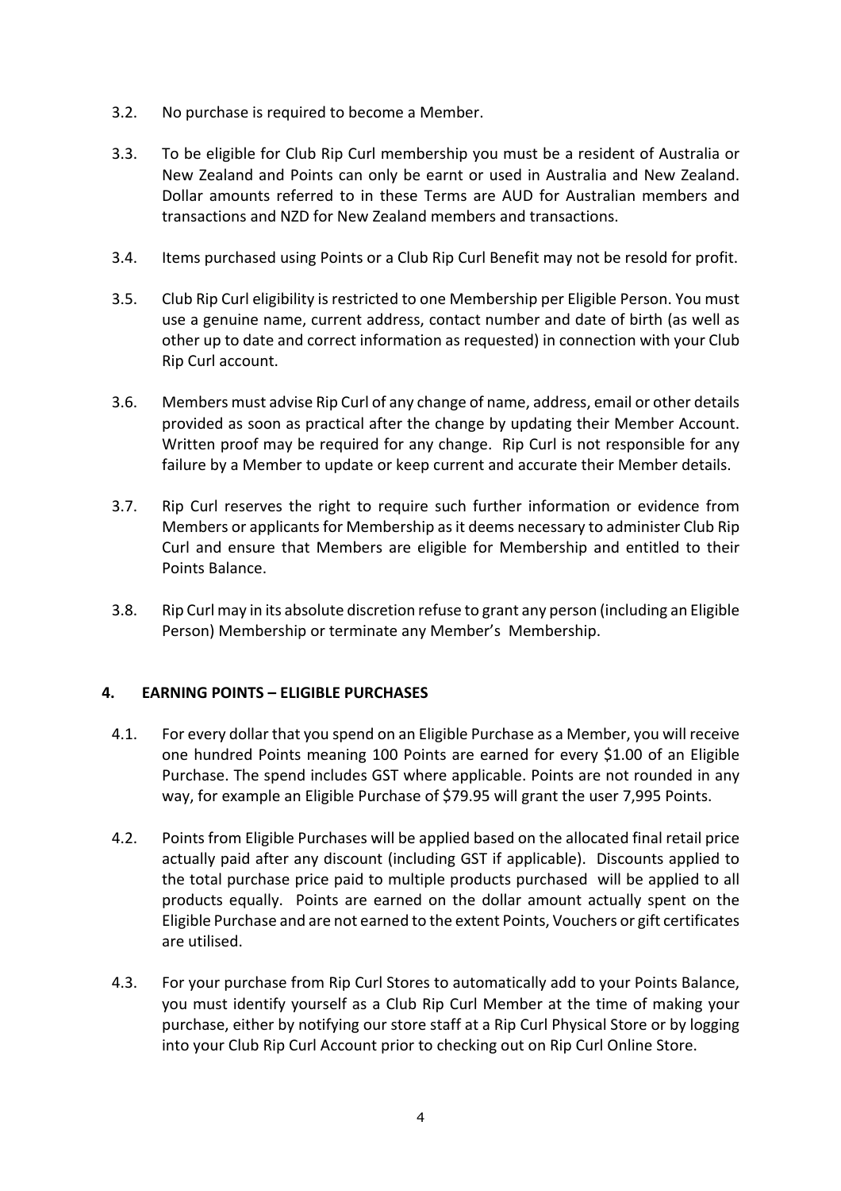3.2. No purchase is required to become a Member.

3.3. To be eligible for Club Rip Curl membership you must be a resident of Australia or New Zealand and Points can only be earnt or used in Australia and New Zealand. Dollar amounts referred to in these Terms are AUD for Australian members and transactions and NZD for New Zealand members and transactions.

3.4. Items purchased using Points or a Club Rip Curl Benefit may not be resold for profit.

3.5. Club Rip Curl eligibility is restricted to one Membership per Eligible Person. You must use a genuine name, current address, contact number and date of birth (as well as other up to date and correct information as requested) in connection with your Club Rip Curl account.

3.6. Members must advise Rip Curl of any change of name, address, email or other details provided as soon as practical after the change by updating their Member Account. Written proof may be required for any change. Rip Curl is not responsible for any failure by a Member to update or keep current and accurate their Member details.

3.7. Rip Curl reserves the right to require such further information or evidence from Members or applicants for Membership as it deems necessary to administer Club Rip Curl and ensure that Members are eligible for Membership and entitled to their Points Balance.

3.8. Rip Curl may in its absolute discretion refuse to grant any person (including an Eligible Person) Membership or terminate any Member's Membership.

## 4. EARNING POINTS – ELIGIBLE PURCHASES

4.1. For every dollar that you spend on an Eligible Purchase as a Member, you will receive one hundred Points meaning 100 Points are earned for every $1.00 of an Eligible Purchase. The spend includes GST where applicable. Points are not rounded in any way, for example an Eligible Purchase of $79.95 will grant the user 7,995 Points.

4.2. Points from Eligible Purchases will be applied based on the allocated final retail price actually paid after any discount (including GST if applicable). Discounts applied to the total purchase price paid to multiple products purchased will be applied to all products equally. Points are earned on the dollar amount actually spent on the Eligible Purchase and are not earned to the extent Points, Vouchers or gift certificates are utilised.

4.3. For your purchase from Rip Curl Stores to automatically add to your Points Balance, you must identify yourself as a Club Rip Curl Member at the time of making your purchase, either by notifying our store staff at a Rip Curl Physical Store or by logging into your Club Rip Curl Account prior to checking out on Rip Curl Online Store.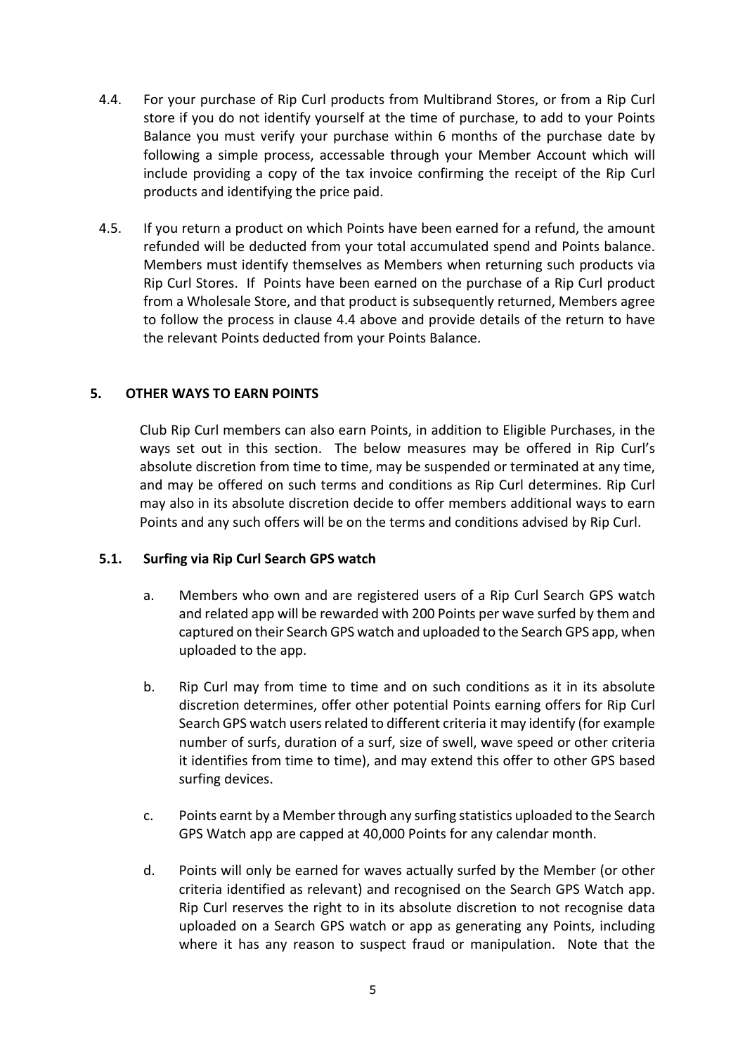4.4. For your purchase of Rip Curl products from Multibrand Stores, or from a Rip Curl store if you do not identify yourself at the time of purchase, to add to your Points Balance you must verify your purchase within 6 months of the purchase date by following a simple process, accessable through your Member Account which will include providing a copy of the tax invoice confirming the receipt of the Rip Curl products and identifying the price paid.

4.5. If you return a product on which Points have been earned for a refund, the amount refunded will be deducted from your total accumulated spend and Points balance. Members must identify themselves as Members when returning such products via Rip Curl Stores. If Points have been earned on the purchase of a Rip Curl product from a Wholesale Store, and that product is subsequently returned, Members agree to follow the process in clause 4.4 above and provide details of the return to have the relevant Points deducted from your Points Balance.

## 5. OTHER WAYS TO EARN POINTS

Club Rip Curl members can also earn Points, in addition to Eligible Purchases, in the ways set out in this section. The below measures may be offered in Rip Curl's absolute discretion from time to time, may be suspended or terminated at any time, and may be offered on such terms and conditions as Rip Curl determines. Rip Curl may also in its absolute discretion decide to offer members additional ways to earn Points and any such offers will be on the terms and conditions advised by Rip Curl.

### 5.1. Surfing via Rip Curl Search GPS watch

a. Members who own and are registered users of a Rip Curl Search GPS watch and related app will be rewarded with 200 Points per wave surfed by them and captured on their Search GPS watch and uploaded to the Search GPS app, when uploaded to the app.

b. Rip Curl may from time to time and on such conditions as it in its absolute discretion determines, offer other potential Points earning offers for Rip Curl Search GPS watch users related to different criteria it may identify (for example number of surfs, duration of a surf, size of swell, wave speed or other criteria it identifies from time to time), and may extend this offer to other GPS based surfing devices.

c. Points earnt by a Member through any surfing statistics uploaded to the Search GPS Watch app are capped at 40,000 Points for any calendar month.

d. Points will only be earned for waves actually surfed by the Member (or other criteria identified as relevant) and recognised on the Search GPS Watch app. Rip Curl reserves the right to in its absolute discretion to not recognise data uploaded on a Search GPS watch or app as generating any Points, including where it has any reason to suspect fraud or manipulation. Note that the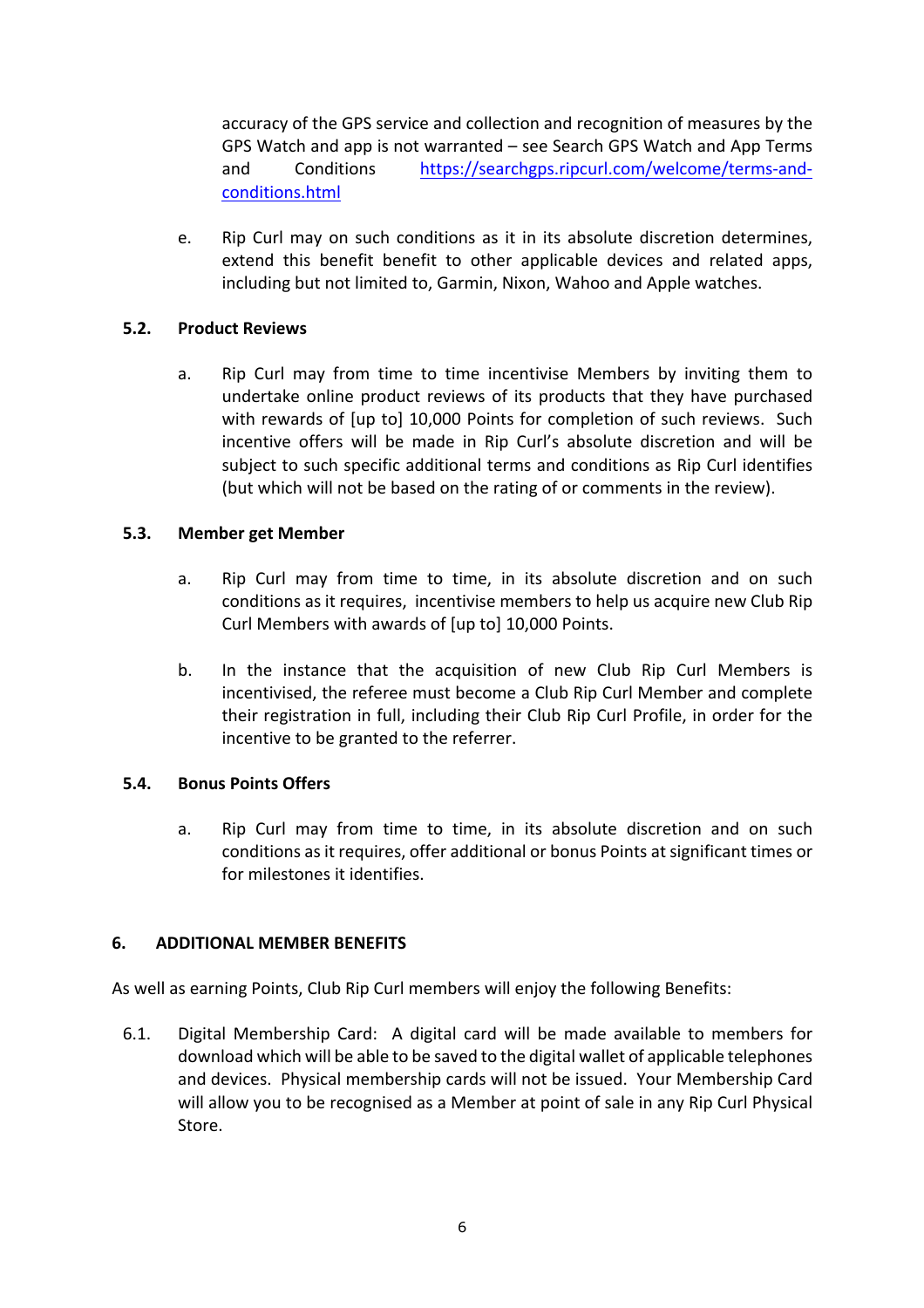accuracy of the GPS service and collection and recognition of measures by the GPS Watch and app is not warranted – see Search GPS Watch and App Terms and Conditions https://searchgps.ripcurl.com/welcome/terms-and-conditions.html

e. Rip Curl may on such conditions as it in its absolute discretion determines, extend this benefit benefit to other applicable devices and related apps, including but not limited to, Garmin, Nixon, Wahoo and Apple watches.

**5.2. Product Reviews**

a. Rip Curl may from time to time incentivise Members by inviting them to undertake online product reviews of its products that they have purchased with rewards of [up to] 10,000 Points for completion of such reviews. Such incentive offers will be made in Rip Curl's absolute discretion and will be subject to such specific additional terms and conditions as Rip Curl identifies (but which will not be based on the rating of or comments in the review).

**5.3. Member get Member**

a. Rip Curl may from time to time, in its absolute discretion and on such conditions as it requires, incentivise members to help us acquire new Club Rip Curl Members with awards of [up to] 10,000 Points.

b. In the instance that the acquisition of new Club Rip Curl Members is incentivised, the referee must become a Club Rip Curl Member and complete their registration in full, including their Club Rip Curl Profile, in order for the incentive to be granted to the referrer.

**5.4. Bonus Points Offers**

a. Rip Curl may from time to time, in its absolute discretion and on such conditions as it requires, offer additional or bonus Points at significant times or for milestones it identifies.

## 6. ADDITIONAL MEMBER BENEFITS

As well as earning Points, Club Rip Curl members will enjoy the following Benefits:

6.1. Digital Membership Card: A digital card will be made available to members for download which will be able to be saved to the digital wallet of applicable telephones and devices. Physical membership cards will not be issued. Your Membership Card will allow you to be recognised as a Member at point of sale in any Rip Curl Physical Store.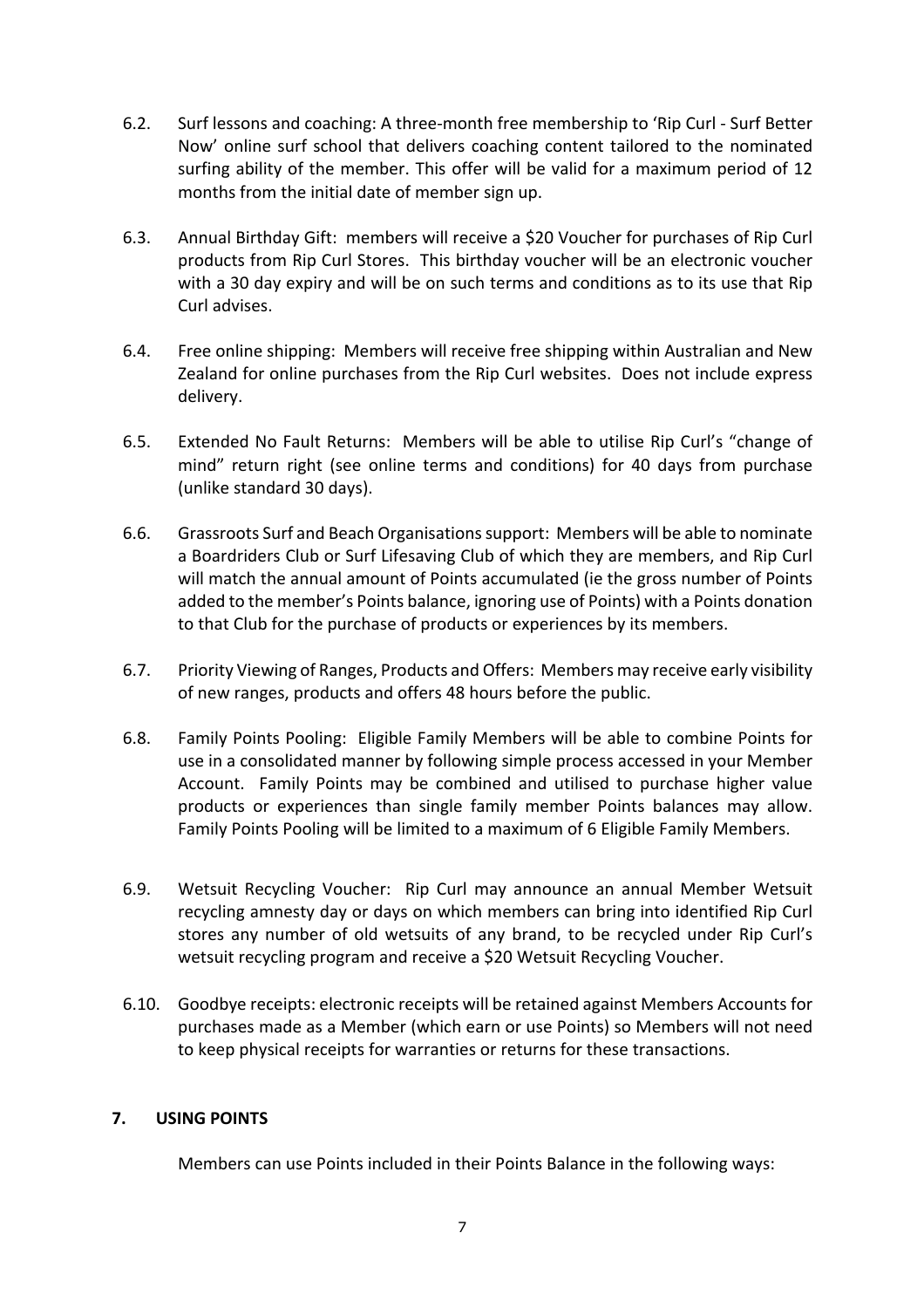6.2. Surf lessons and coaching: A three-month free membership to 'Rip Curl - Surf Better Now' online surf school that delivers coaching content tailored to the nominated surfing ability of the member. This offer will be valid for a maximum period of 12 months from the initial date of member sign up.

6.3. Annual Birthday Gift: members will receive a $20 Voucher for purchases of Rip Curl products from Rip Curl Stores. This birthday voucher will be an electronic voucher with a 30 day expiry and will be on such terms and conditions as to its use that Rip Curl advises.

6.4. Free online shipping: Members will receive free shipping within Australian and New Zealand for online purchases from the Rip Curl websites. Does not include express delivery.

6.5. Extended No Fault Returns: Members will be able to utilise Rip Curl's "change of mind" return right (see online terms and conditions) for 40 days from purchase (unlike standard 30 days).

6.6. Grassroots Surf and Beach Organisations support: Members will be able to nominate a Boardriders Club or Surf Lifesaving Club of which they are members, and Rip Curl will match the annual amount of Points accumulated (ie the gross number of Points added to the member's Points balance, ignoring use of Points) with a Points donation to that Club for the purchase of products or experiences by its members.

6.7. Priority Viewing of Ranges, Products and Offers: Members may receive early visibility of new ranges, products and offers 48 hours before the public.

6.8. Family Points Pooling: Eligible Family Members will be able to combine Points for use in a consolidated manner by following simple process accessed in your Member Account. Family Points may be combined and utilised to purchase higher value products or experiences than single family member Points balances may allow. Family Points Pooling will be limited to a maximum of 6 Eligible Family Members.

6.9. Wetsuit Recycling Voucher: Rip Curl may announce an annual Member Wetsuit recycling amnesty day or days on which members can bring into identified Rip Curl stores any number of old wetsuits of any brand, to be recycled under Rip Curl's wetsuit recycling program and receive a $20 Wetsuit Recycling Voucher.

6.10. Goodbye receipts: electronic receipts will be retained against Members Accounts for purchases made as a Member (which earn or use Points) so Members will not need to keep physical receipts for warranties or returns for these transactions.

## 7. USING POINTS

Members can use Points included in their Points Balance in the following ways: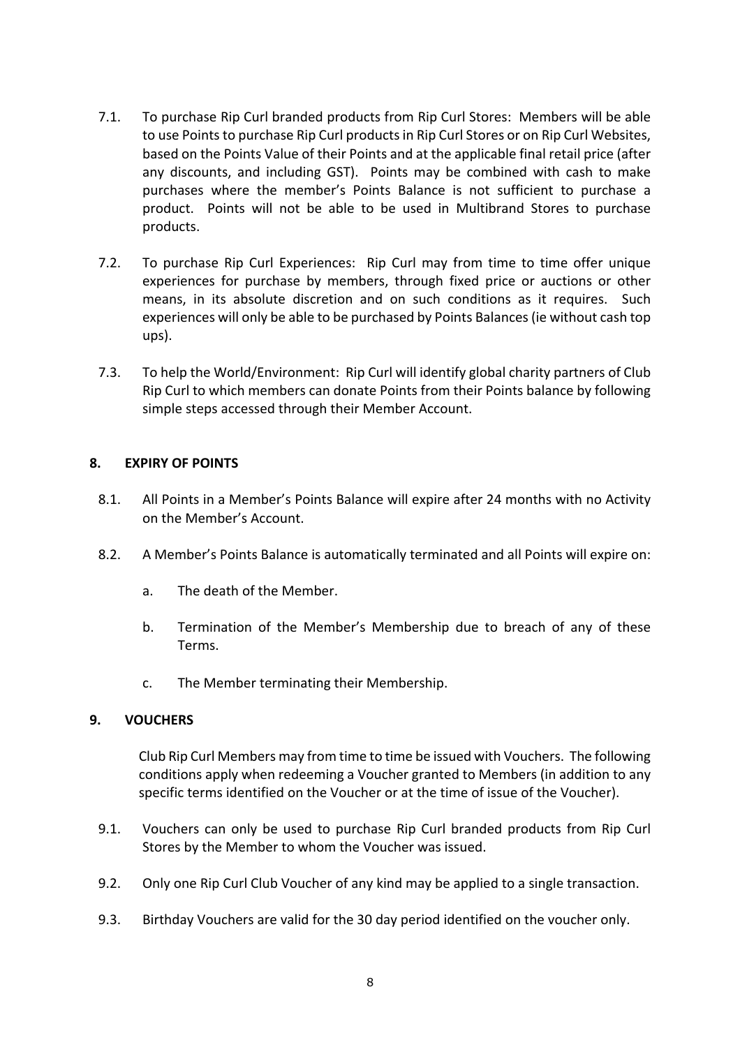7.1. To purchase Rip Curl branded products from Rip Curl Stores: Members will be able to use Points to purchase Rip Curl products in Rip Curl Stores or on Rip Curl Websites, based on the Points Value of their Points and at the applicable final retail price (after any discounts, and including GST). Points may be combined with cash to make purchases where the member's Points Balance is not sufficient to purchase a product. Points will not be able to be used in Multibrand Stores to purchase products.

7.2. To purchase Rip Curl Experiences: Rip Curl may from time to time offer unique experiences for purchase by members, through fixed price or auctions or other means, in its absolute discretion and on such conditions as it requires. Such experiences will only be able to be purchased by Points Balances (ie without cash top ups).

7.3. To help the World/Environment: Rip Curl will identify global charity partners of Club Rip Curl to which members can donate Points from their Points balance by following simple steps accessed through their Member Account.

## 8. EXPIRY OF POINTS

8.1. All Points in a Member's Points Balance will expire after 24 months with no Activity on the Member's Account.

8.2. A Member's Points Balance is automatically terminated and all Points will expire on:

a. The death of the Member.

b. Termination of the Member's Membership due to breach of any of these Terms.

c. The Member terminating their Membership.

## 9. VOUCHERS

Club Rip Curl Members may from time to time be issued with Vouchers. The following conditions apply when redeeming a Voucher granted to Members (in addition to any specific terms identified on the Voucher or at the time of issue of the Voucher).

9.1. Vouchers can only be used to purchase Rip Curl branded products from Rip Curl Stores by the Member to whom the Voucher was issued.

9.2. Only one Rip Curl Club Voucher of any kind may be applied to a single transaction.

9.3. Birthday Vouchers are valid for the 30 day period identified on the voucher only.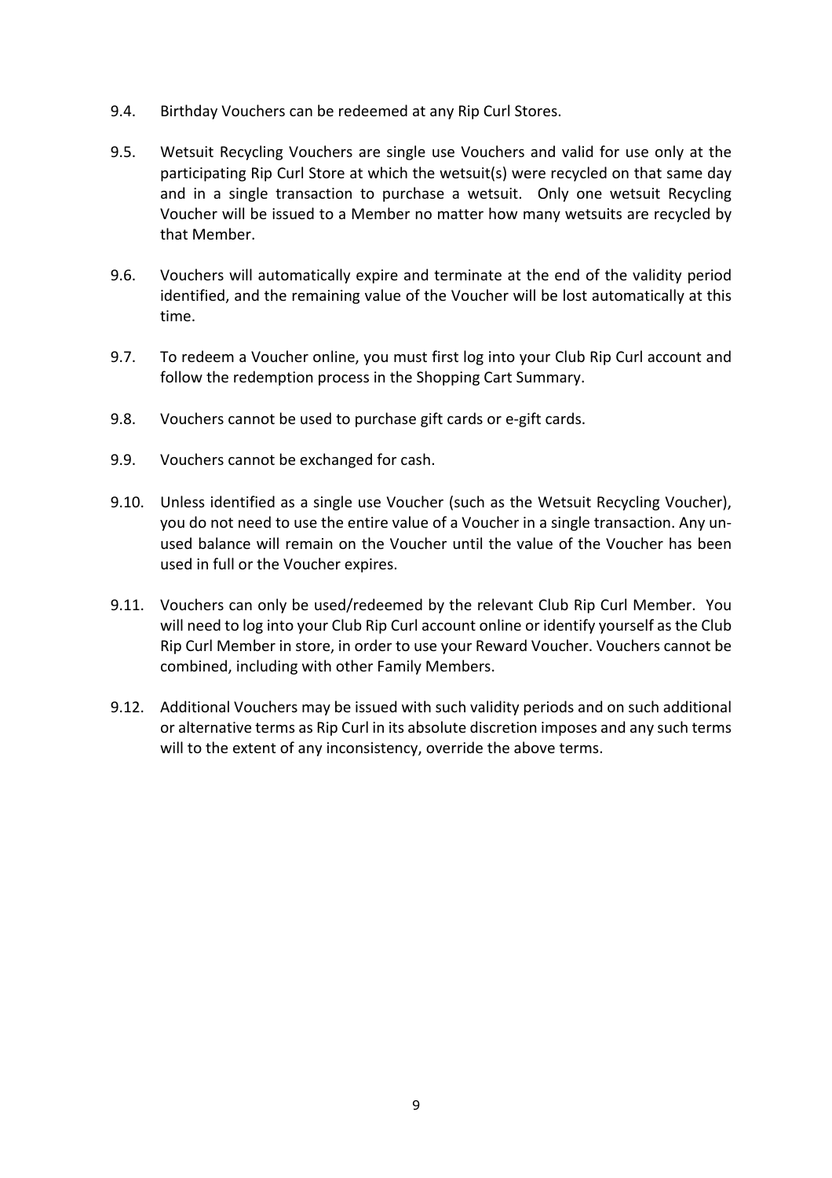9.4. Birthday Vouchers can be redeemed at any Rip Curl Stores.

9.5. Wetsuit Recycling Vouchers are single use Vouchers and valid for use only at the participating Rip Curl Store at which the wetsuit(s) were recycled on that same day and in a single transaction to purchase a wetsuit. Only one wetsuit Recycling Voucher will be issued to a Member no matter how many wetsuits are recycled by that Member.

9.6. Vouchers will automatically expire and terminate at the end of the validity period identified, and the remaining value of the Voucher will be lost automatically at this time.

9.7. To redeem a Voucher online, you must first log into your Club Rip Curl account and follow the redemption process in the Shopping Cart Summary.

9.8. Vouchers cannot be used to purchase gift cards or e-gift cards.

9.9. Vouchers cannot be exchanged for cash.

9.10. Unless identified as a single use Voucher (such as the Wetsuit Recycling Voucher), you do not need to use the entire value of a Voucher in a single transaction. Any un-used balance will remain on the Voucher until the value of the Voucher has been used in full or the Voucher expires.

9.11. Vouchers can only be used/redeemed by the relevant Club Rip Curl Member. You will need to log into your Club Rip Curl account online or identify yourself as the Club Rip Curl Member in store, in order to use your Reward Voucher. Vouchers cannot be combined, including with other Family Members.

9.12. Additional Vouchers may be issued with such validity periods and on such additional or alternative terms as Rip Curl in its absolute discretion imposes and any such terms will to the extent of any inconsistency, override the above terms.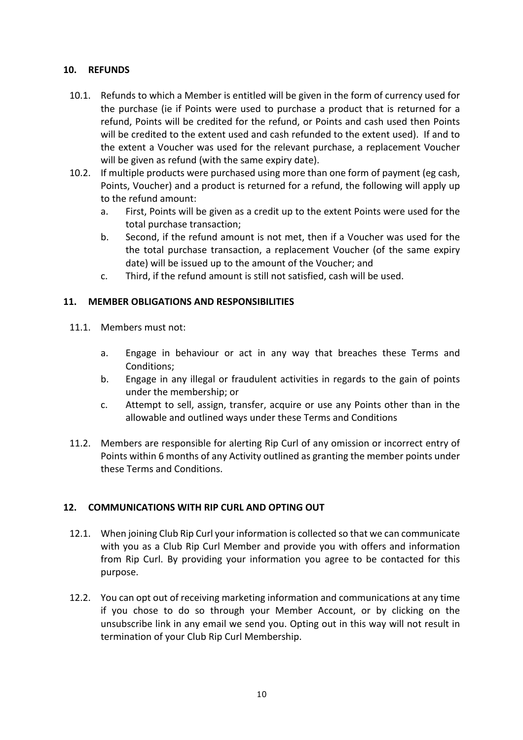## 10. REFUNDS

10.1. Refunds to which a Member is entitled will be given in the form of currency used for the purchase (ie if Points were used to purchase a product that is returned for a refund, Points will be credited for the refund, or Points and cash used then Points will be credited to the extent used and cash refunded to the extent used). If and to the extent a Voucher was used for the relevant purchase, a replacement Voucher will be given as refund (with the same expiry date).

10.2. If multiple products were purchased using more than one form of payment (eg cash, Points, Voucher) and a product is returned for a refund, the following will apply up to the refund amount:

a. First, Points will be given as a credit up to the extent Points were used for the total purchase transaction;

b. Second, if the refund amount is not met, then if a Voucher was used for the the total purchase transaction, a replacement Voucher (of the same expiry date) will be issued up to the amount of the Voucher; and

c. Third, if the refund amount is still not satisfied, cash will be used.

## 11. MEMBER OBLIGATIONS AND RESPONSIBILITIES

11.1. Members must not:

a. Engage in behaviour or act in any way that breaches these Terms and Conditions;

b. Engage in any illegal or fraudulent activities in regards to the gain of points under the membership; or

c. Attempt to sell, assign, transfer, acquire or use any Points other than in the allowable and outlined ways under these Terms and Conditions

11.2. Members are responsible for alerting Rip Curl of any omission or incorrect entry of Points within 6 months of any Activity outlined as granting the member points under these Terms and Conditions.

## 12. COMMUNICATIONS WITH RIP CURL AND OPTING OUT

12.1. When joining Club Rip Curl your information is collected so that we can communicate with you as a Club Rip Curl Member and provide you with offers and information from Rip Curl. By providing your information you agree to be contacted for this purpose.

12.2. You can opt out of receiving marketing information and communications at any time if you chose to do so through your Member Account, or by clicking on the unsubscribe link in any email we send you. Opting out in this way will not result in termination of your Club Rip Curl Membership.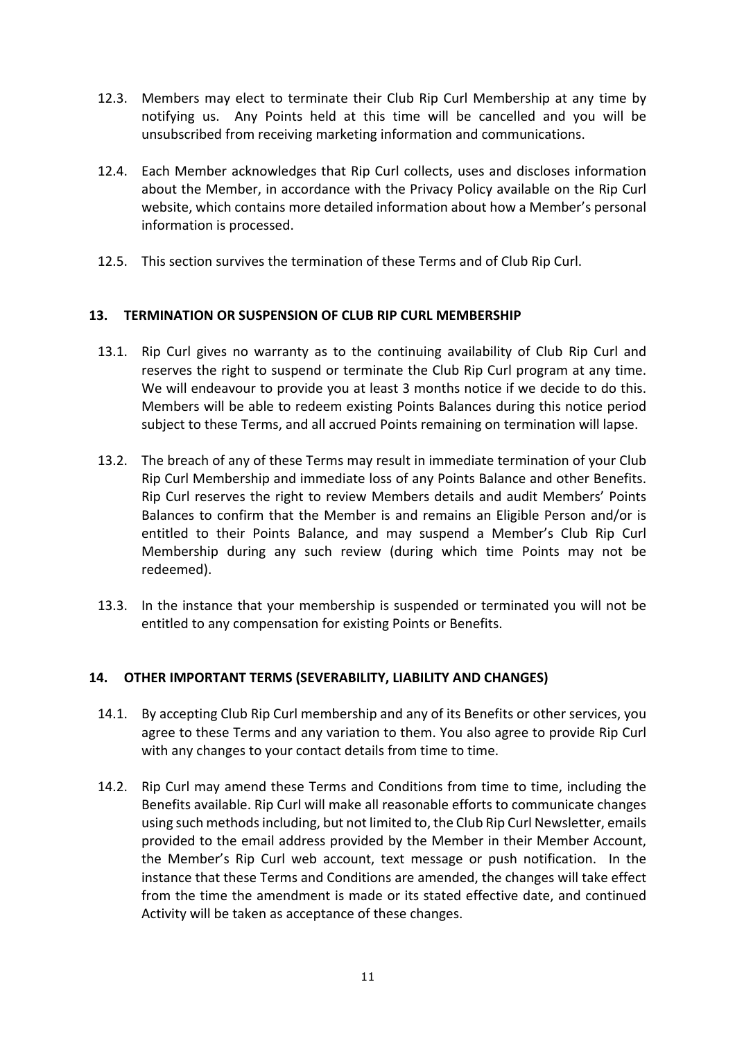12.3. Members may elect to terminate their Club Rip Curl Membership at any time by notifying us. Any Points held at this time will be cancelled and you will be unsubscribed from receiving marketing information and communications.

12.4. Each Member acknowledges that Rip Curl collects, uses and discloses information about the Member, in accordance with the Privacy Policy available on the Rip Curl website, which contains more detailed information about how a Member's personal information is processed.

12.5. This section survives the termination of these Terms and of Club Rip Curl.

## 13. TERMINATION OR SUSPENSION OF CLUB RIP CURL MEMBERSHIP

13.1. Rip Curl gives no warranty as to the continuing availability of Club Rip Curl and reserves the right to suspend or terminate the Club Rip Curl program at any time. We will endeavour to provide you at least 3 months notice if we decide to do this. Members will be able to redeem existing Points Balances during this notice period subject to these Terms, and all accrued Points remaining on termination will lapse.

13.2. The breach of any of these Terms may result in immediate termination of your Club Rip Curl Membership and immediate loss of any Points Balance and other Benefits. Rip Curl reserves the right to review Members details and audit Members' Points Balances to confirm that the Member is and remains an Eligible Person and/or is entitled to their Points Balance, and may suspend a Member's Club Rip Curl Membership during any such review (during which time Points may not be redeemed).

13.3. In the instance that your membership is suspended or terminated you will not be entitled to any compensation for existing Points or Benefits.

## 14. OTHER IMPORTANT TERMS (SEVERABILITY, LIABILITY AND CHANGES)

14.1. By accepting Club Rip Curl membership and any of its Benefits or other services, you agree to these Terms and any variation to them. You also agree to provide Rip Curl with any changes to your contact details from time to time.

14.2. Rip Curl may amend these Terms and Conditions from time to time, including the Benefits available. Rip Curl will make all reasonable efforts to communicate changes using such methods including, but not limited to, the Club Rip Curl Newsletter, emails provided to the email address provided by the Member in their Member Account, the Member's Rip Curl web account, text message or push notification. In the instance that these Terms and Conditions are amended, the changes will take effect from the time the amendment is made or its stated effective date, and continued Activity will be taken as acceptance of these changes.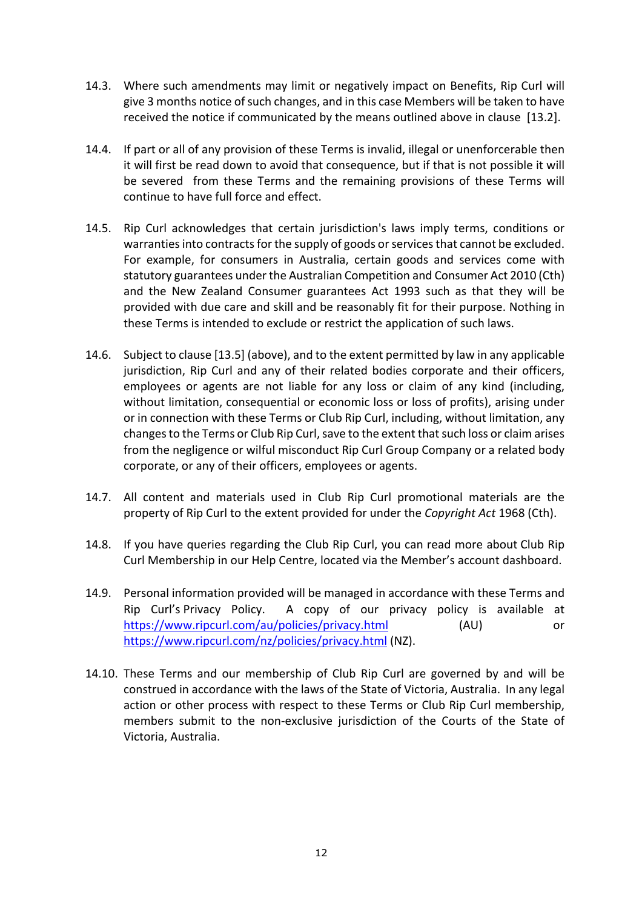14.3. Where such amendments may limit or negatively impact on Benefits, Rip Curl will give 3 months notice of such changes, and in this case Members will be taken to have received the notice if communicated by the means outlined above in clause [13.2].

14.4. If part or all of any provision of these Terms is invalid, illegal or unenforcerable then it will first be read down to avoid that consequence, but if that is not possible it will be severed from these Terms and the remaining provisions of these Terms will continue to have full force and effect.

14.5. Rip Curl acknowledges that certain jurisdiction's laws imply terms, conditions or warranties into contracts for the supply of goods or services that cannot be excluded. For example, for consumers in Australia, certain goods and services come with statutory guarantees under the Australian Competition and Consumer Act 2010 (Cth) and the New Zealand Consumer guarantees Act 1993 such as that they will be provided with due care and skill and be reasonably fit for their purpose. Nothing in these Terms is intended to exclude or restrict the application of such laws.

14.6. Subject to clause [13.5] (above), and to the extent permitted by law in any applicable jurisdiction, Rip Curl and any of their related bodies corporate and their officers, employees or agents are not liable for any loss or claim of any kind (including, without limitation, consequential or economic loss or loss of profits), arising under or in connection with these Terms or Club Rip Curl, including, without limitation, any changes to the Terms or Club Rip Curl, save to the extent that such loss or claim arises from the negligence or wilful misconduct Rip Curl Group Company or a related body corporate, or any of their officers, employees or agents.

14.7. All content and materials used in Club Rip Curl promotional materials are the property of Rip Curl to the extent provided for under the *Copyright Act* 1968 (Cth).

14.8. If you have queries regarding the Club Rip Curl, you can read more about Club Rip Curl Membership in our Help Centre, located via the Member's account dashboard.

14.9. Personal information provided will be managed in accordance with these Terms and Rip Curl's Privacy Policy. A copy of our privacy policy is available at https://www.ripcurl.com/au/policies/privacy.html (AU) or https://www.ripcurl.com/nz/policies/privacy.html (NZ).

14.10. These Terms and our membership of Club Rip Curl are governed by and will be construed in accordance with the laws of the State of Victoria, Australia. In any legal action or other process with respect to these Terms or Club Rip Curl membership, members submit to the non-exclusive jurisdiction of the Courts of the State of Victoria, Australia.